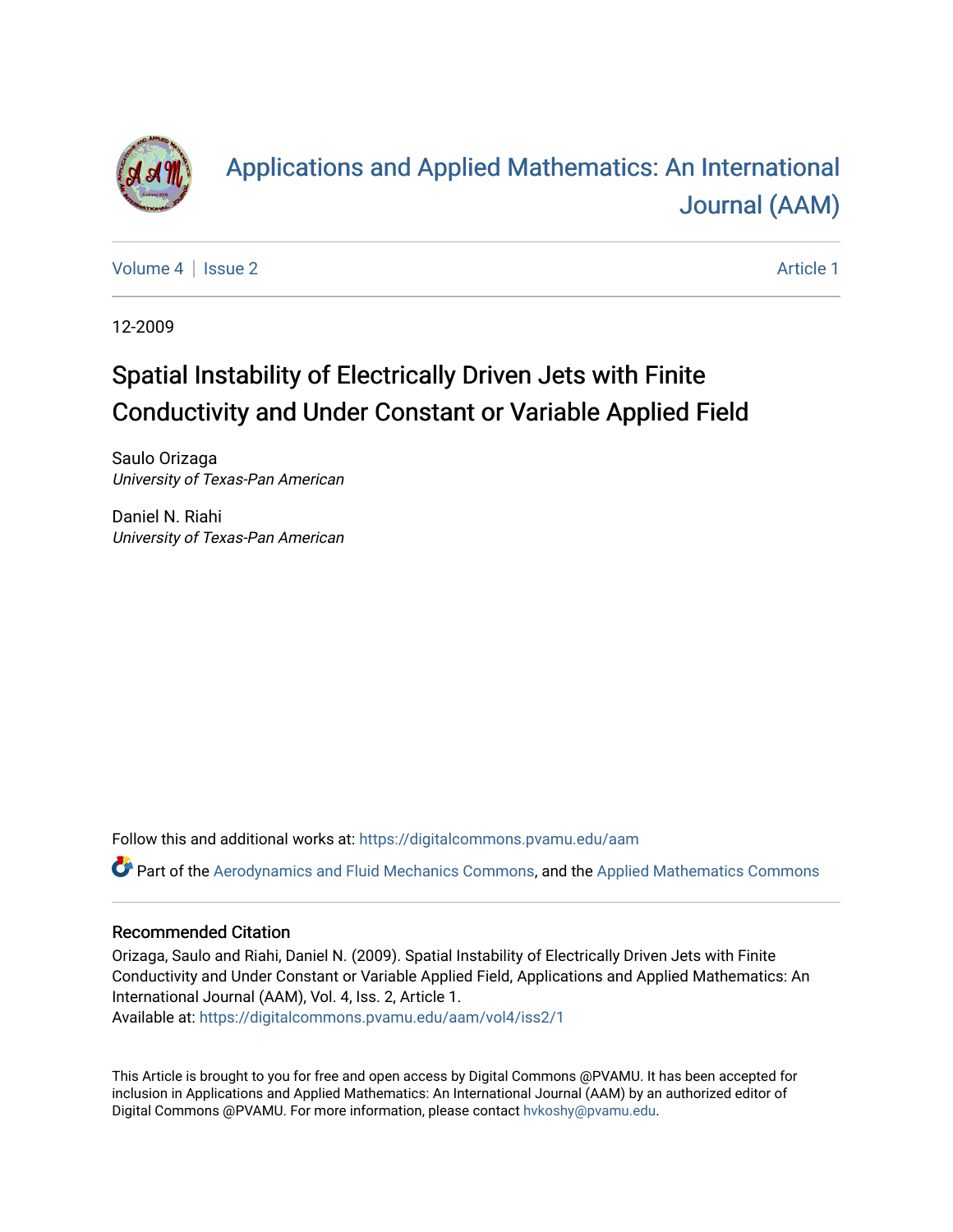# Applications and Applied Mathematics: An International Journal (AAM)

Volume 4 | Issue 2 Article 1

12-2009

## Spatial Instability of Electrically Driven Jets with Finite Conductivity and Under Constant or Variable Applied Field

Saulo Orizaga
*University of Texas-Pan American*

Daniel N. Riahi
*University of Texas-Pan American*

Follow this and additional works at: https://digitalcommons.pvamu.edu/aam

Part of the Aerodynamics and Fluid Mechanics Commons, and the Applied Mathematics Commons

### Recommended Citation

Orizaga, Saulo and Riahi, Daniel N. (2009). Spatial Instability of Electrically Driven Jets with Finite Conductivity and Under Constant or Variable Applied Field, Applications and Applied Mathematics: An International Journal (AAM), Vol. 4, Iss. 2, Article 1.
Available at: https://digitalcommons.pvamu.edu/aam/vol4/iss2/1

This Article is brought to you for free and open access by Digital Commons @PVAMU. It has been accepted for inclusion in Applications and Applied Mathematics: An International Journal (AAM) by an authorized editor of Digital Commons @PVAMU. For more information, please contact hvkoshy@pvamu.edu.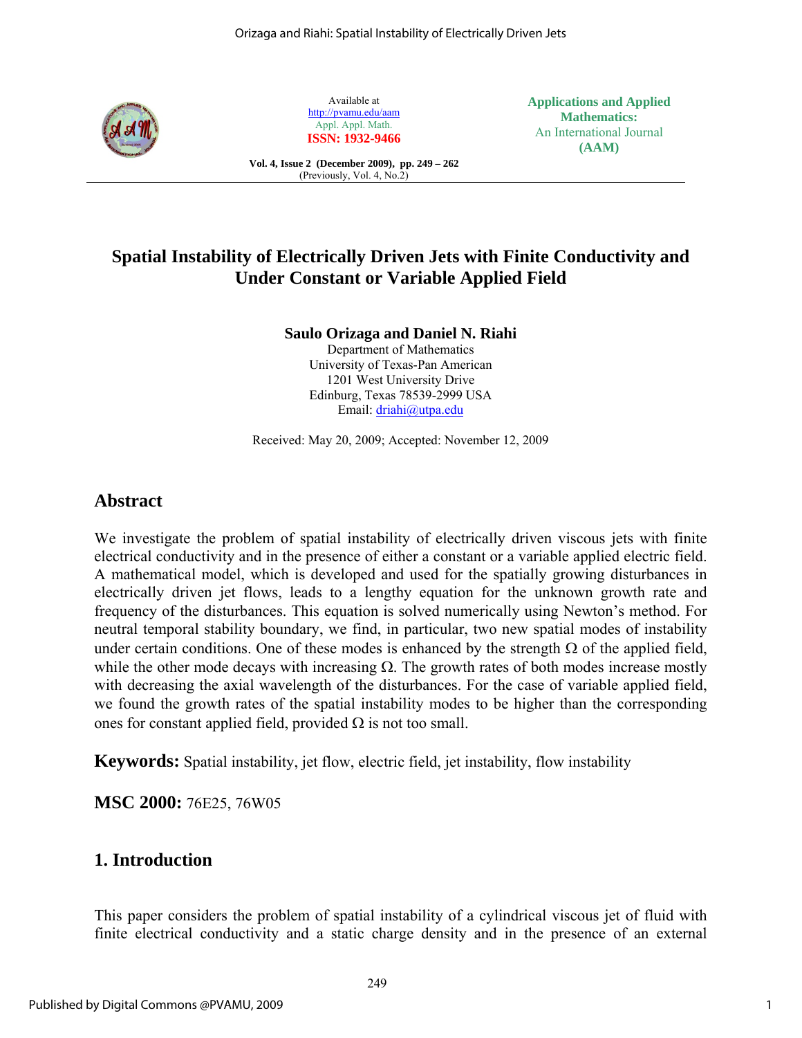# Spatial Instability of Electrically Driven Jets with Finite Conductivity and Under Constant or Variable Applied Field

**Saulo Orizaga and Daniel N. Riahi**
Department of Mathematics
University of Texas-Pan American
1201 West University Drive
Edinburg, Texas 78539-2999 USA
Email: driahi@utpa.edu

Received: May 20, 2009; Accepted: November 12, 2009

## Abstract

We investigate the problem of spatial instability of electrically driven viscous jets with finite electrical conductivity and in the presence of either a constant or a variable applied electric field. A mathematical model, which is developed and used for the spatially growing disturbances in electrically driven jet flows, leads to a lengthy equation for the unknown growth rate and frequency of the disturbances. This equation is solved numerically using Newton's method. For neutral temporal stability boundary, we find, in particular, two new spatial modes of instability under certain conditions. One of these modes is enhanced by the strength $\Omega$ of the applied field, while the other mode decays with increasing $\Omega$. The growth rates of both modes increase mostly with decreasing the axial wavelength of the disturbances. For the case of variable applied field, we found the growth rates of the spatial instability modes to be higher than the corresponding ones for constant applied field, provided $\Omega$ is not too small.

**Keywords:** Spatial instability, jet flow, electric field, jet instability, flow instability

**MSC 2000:** 76E25, 76W05

## 1. Introduction

This paper considers the problem of spatial instability of a cylindrical viscous jet of fluid with finite electrical conductivity and a static charge density and in the presence of an external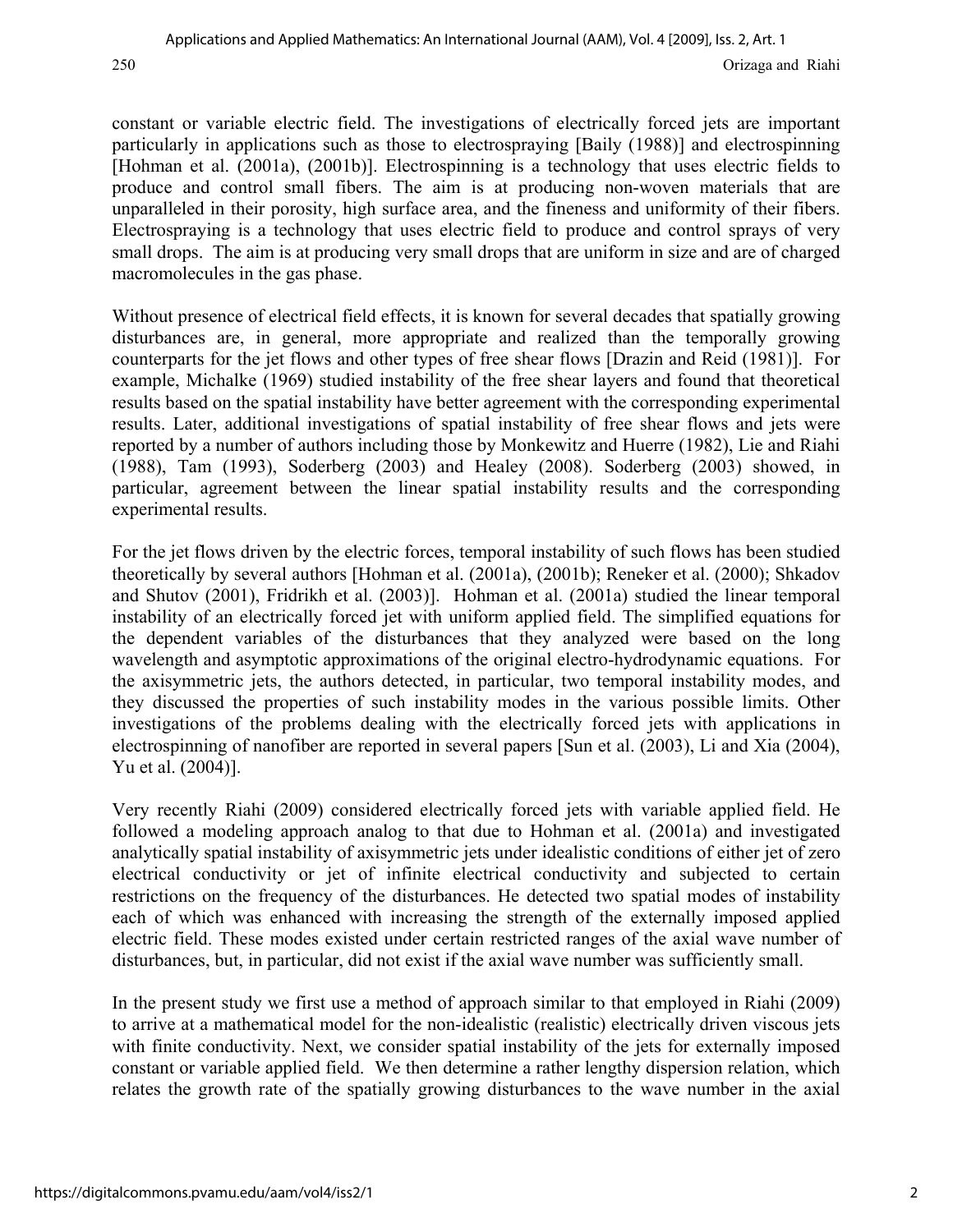constant or variable electric field. The investigations of electrically forced jets are important particularly in applications such as those to electrospraying [Baily (1988)] and electrospinning [Hohman et al. (2001a), (2001b)]. Electrospinning is a technology that uses electric fields to produce and control small fibers. The aim is at producing non-woven materials that are unparalleled in their porosity, high surface area, and the fineness and uniformity of their fibers. Electrospraying is a technology that uses electric field to produce and control sprays of very small drops. The aim is at producing very small drops that are uniform in size and are of charged macromolecules in the gas phase.

Without presence of electrical field effects, it is known for several decades that spatially growing disturbances are, in general, more appropriate and realized than the temporally growing counterparts for the jet flows and other types of free shear flows [Drazin and Reid (1981)]. For example, Michalke (1969) studied instability of the free shear layers and found that theoretical results based on the spatial instability have better agreement with the corresponding experimental results. Later, additional investigations of spatial instability of free shear flows and jets were reported by a number of authors including those by Monkewitz and Huerre (1982), Lie and Riahi (1988), Tam (1993), Soderberg (2003) and Healey (2008). Soderberg (2003) showed, in particular, agreement between the linear spatial instability results and the corresponding experimental results.

For the jet flows driven by the electric forces, temporal instability of such flows has been studied theoretically by several authors [Hohman et al. (2001a), (2001b); Reneker et al. (2000); Shkadov and Shutov (2001), Fridrikh et al. (2003)]. Hohman et al. (2001a) studied the linear temporal instability of an electrically forced jet with uniform applied field. The simplified equations for the dependent variables of the disturbances that they analyzed were based on the long wavelength and asymptotic approximations of the original electro-hydrodynamic equations. For the axisymmetric jets, the authors detected, in particular, two temporal instability modes, and they discussed the properties of such instability modes in the various possible limits. Other investigations of the problems dealing with the electrically forced jets with applications in electrospinning of nanofiber are reported in several papers [Sun et al. (2003), Li and Xia (2004), Yu et al. (2004)].

Very recently Riahi (2009) considered electrically forced jets with variable applied field. He followed a modeling approach analog to that due to Hohman et al. (2001a) and investigated analytically spatial instability of axisymmetric jets under idealistic conditions of either jet of zero electrical conductivity or jet of infinite electrical conductivity and subjected to certain restrictions on the frequency of the disturbances. He detected two spatial modes of instability each of which was enhanced with increasing the strength of the externally imposed applied electric field. These modes existed under certain restricted ranges of the axial wave number of disturbances, but, in particular, did not exist if the axial wave number was sufficiently small.

In the present study we first use a method of approach similar to that employed in Riahi (2009) to arrive at a mathematical model for the non-idealistic (realistic) electrically driven viscous jets with finite conductivity. Next, we consider spatial instability of the jets for externally imposed constant or variable applied field. We then determine a rather lengthy dispersion relation, which relates the growth rate of the spatially growing disturbances to the wave number in the axial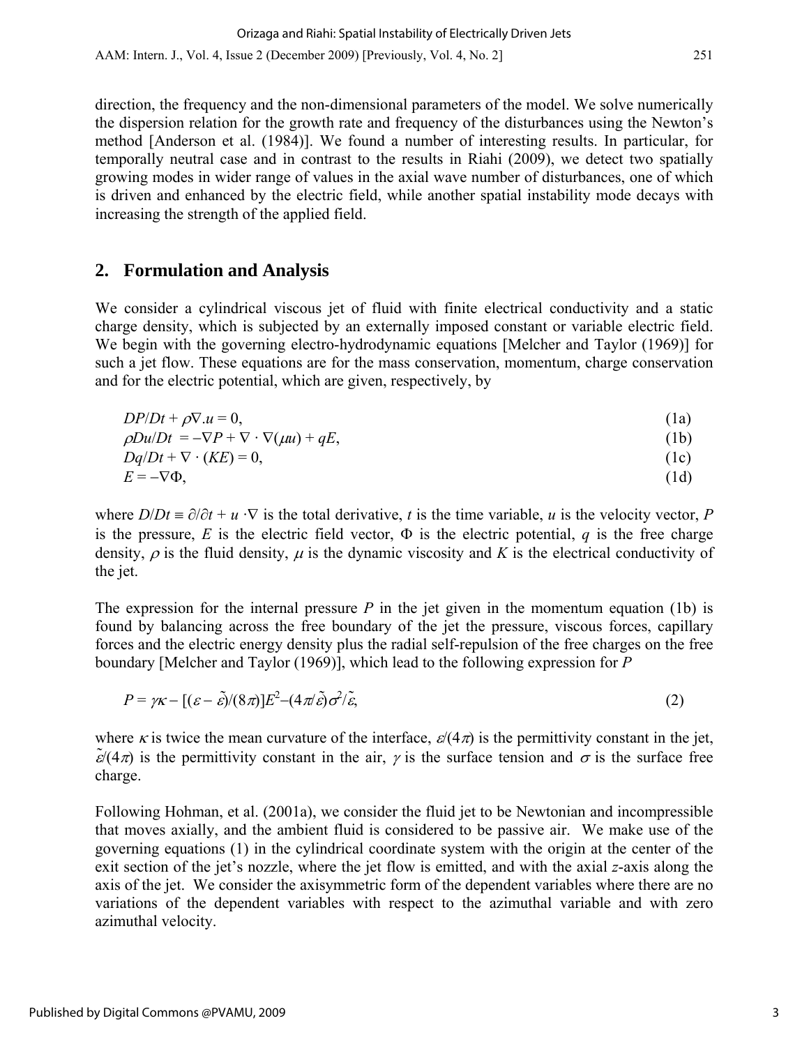direction, the frequency and the non-dimensional parameters of the model. We solve numerically the dispersion relation for the growth rate and frequency of the disturbances using the Newton's method [Anderson et al. (1984)]. We found a number of interesting results. In particular, for temporally neutral case and in contrast to the results in Riahi (2009), we detect two spatially growing modes in wider range of values in the axial wave number of disturbances, one of which is driven and enhanced by the electric field, while another spatial instability mode decays with increasing the strength of the applied field.

## 2. Formulation and Analysis

We consider a cylindrical viscous jet of fluid with finite electrical conductivity and a static charge density, which is subjected by an externally imposed constant or variable electric field. We begin with the governing electro-hydrodynamic equations [Melcher and Taylor (1969)] for such a jet flow. These equations are for the mass conservation, momentum, charge conservation and for the electric potential, which are given, respectively, by

$$DP/Dt + \rho\nabla . u = 0, \tag{1a}$$

$$\rho Du/Dt = -\nabla P + \nabla \cdot \nabla(\mu u) + qE, \tag{1b}$$

$$Dq/Dt + \nabla \cdot (KE) = 0, \tag{1c}$$

$$E = -\nabla\Phi, \tag{1d}$$

where $D/Dt \equiv \partial/\partial t + u \cdot\nabla$ is the total derivative, $t$ is the time variable, $u$ is the velocity vector, $P$ is the pressure, $E$ is the electric field vector, $\Phi$ is the electric potential, $q$ is the free charge density, $\rho$ is the fluid density, $\mu$ is the dynamic viscosity and $K$ is the electrical conductivity of the jet.

The expression for the internal pressure $P$ in the jet given in the momentum equation (1b) is found by balancing across the free boundary of the jet the pressure, viscous forces, capillary forces and the electric energy density plus the radial self-repulsion of the free charges on the free boundary [Melcher and Taylor (1969)], which lead to the following expression for $P$

$$P = \gamma\kappa - [(\varepsilon - \tilde{\varepsilon})/(8\pi)]E^2 - (4\pi/\tilde{\varepsilon})\sigma^2/\tilde{\varepsilon}, \tag{2}$$

where $\kappa$ is twice the mean curvature of the interface, $\varepsilon/(4\pi)$ is the permittivity constant in the jet, $\tilde{\varepsilon}/(4\pi)$ is the permittivity constant in the air, $\gamma$ is the surface tension and $\sigma$ is the surface free charge.

Following Hohman, et al. (2001a), we consider the fluid jet to be Newtonian and incompressible that moves axially, and the ambient fluid is considered to be passive air. We make use of the governing equations (1) in the cylindrical coordinate system with the origin at the center of the exit section of the jet's nozzle, where the jet flow is emitted, and with the axial $z$-axis along the axis of the jet. We consider the axisymmetric form of the dependent variables where there are no variations of the dependent variables with respect to the azimuthal variable and with zero azimuthal velocity.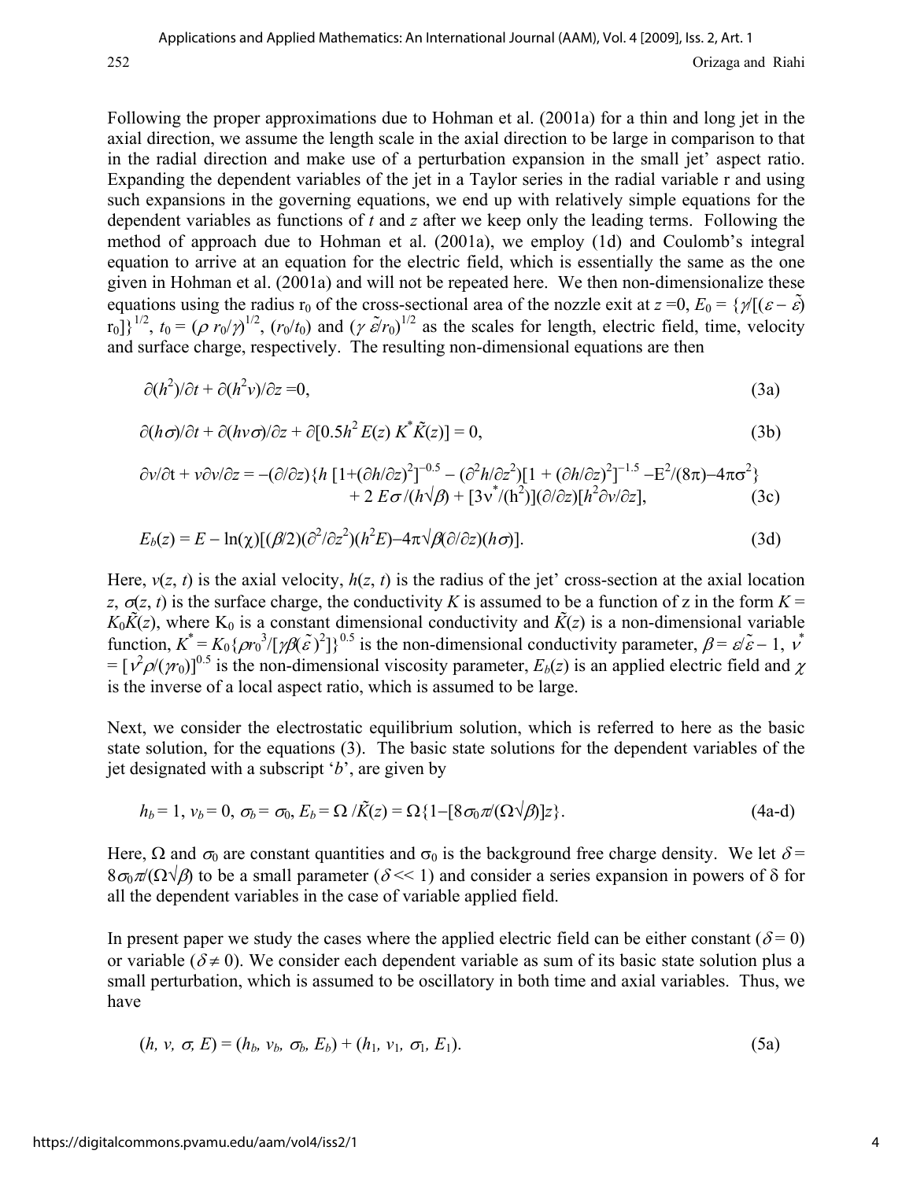Following the proper approximations due to Hohman et al. (2001a) for a thin and long jet in the axial direction, we assume the length scale in the axial direction to be large in comparison to that in the radial direction and make use of a perturbation expansion in the small jet' aspect ratio. Expanding the dependent variables of the jet in a Taylor series in the radial variable r and using such expansions in the governing equations, we end up with relatively simple equations for the dependent variables as functions of *t* and *z* after we keep only the leading terms. Following the method of approach due to Hohman et al. (2001a), we employ (1d) and Coulomb's integral equation to arrive at an equation for the electric field, which is essentially the same as the one given in Hohman et al. (2001a) and will not be repeated here. We then non-dimensionalize these equations using the radius $r_0$ of the cross-sectional area of the nozzle exit at $z = 0$, $E_0 = \{\gamma/[(\varepsilon - \tilde{\varepsilon})\, r_0]\}^{1/2}$, $t_0 = (\rho\, r_0/\gamma)^{1/2}$, $(r_0/t_0)$ and $(\gamma\, \tilde{\varepsilon}/r_0)^{1/2}$ as the scales for length, electric field, time, velocity and surface charge, respectively. The resulting non-dimensional equations are then

$$\partial(h^2)/\partial t + \partial(h^2 v)/\partial z = 0, \tag{3a}$$

$$\partial(h\sigma)/\partial t + \partial(hv\sigma)/\partial z + \partial[0.5h^2\, E(z)\, K^* \tilde{K}(z)] = 0, \tag{3b}$$

$$\partial v/\partial t + v\partial v/\partial z = -(\partial/\partial z)\{h\, [1+(\partial h/\partial z)^2]^{-0.5} - (\partial^2 h/\partial z^2)[1 + (\partial h/\partial z)^2]^{-1.5} - E^2/(8\pi) - 4\pi\sigma^2\} + 2\, E\sigma/(h\sqrt{\beta}) + [3v^*/(h^2)](\partial/\partial z)[h^2 \partial v/\partial z], \tag{3c}$$

$$E_b(z) = E - \ln(\chi)[(\beta/2)(\partial^2/\partial z^2)(h^2 E) - 4\pi\sqrt{\beta}(\partial/\partial z)(h\sigma)]. \tag{3d}$$

Here, $v(z, t)$ is the axial velocity, $h(z, t)$ is the radius of the jet' cross-section at the axial location $z$, $\sigma(z, t)$ is the surface charge, the conductivity $K$ is assumed to be a function of z in the form $K = K_0\tilde{K}(z)$, where $K_0$ is a constant dimensional conductivity and $\tilde{K}(z)$ is a non-dimensional variable function, $K^* = K_0\{\rho r_0^3/[\gamma\beta(\tilde{\varepsilon})^2]\}^{0.5}$ is the non-dimensional conductivity parameter, $\beta = \varepsilon/\tilde{\varepsilon} - 1$, $v^* = [v^2\rho/(\gamma r_0)]^{0.5}$ is the non-dimensional viscosity parameter, $E_b(z)$ is an applied electric field and $\chi$ is the inverse of a local aspect ratio, which is assumed to be large.

Next, we consider the electrostatic equilibrium solution, which is referred to here as the basic state solution, for the equations (3). The basic state solutions for the dependent variables of the jet designated with a subscript '*b*', are given by

$$h_b = 1,\ v_b = 0,\ \sigma_b = \sigma_0,\ E_b = \Omega/\tilde{K}(z) = \Omega\{1 - [8\sigma_0\pi/(\Omega\sqrt{\beta})]z\}. \tag{4a-d}$$

Here, $\Omega$ and $\sigma_0$ are constant quantities and $\sigma_0$ is the background free charge density. We let $\delta = 8\sigma_0\pi/(\Omega\sqrt{\beta})$ to be a small parameter ($\delta << 1$) and consider a series expansion in powers of $\delta$ for all the dependent variables in the case of variable applied field.

In present paper we study the cases where the applied electric field can be either constant ($\delta = 0$) or variable ($\delta \neq 0$). We consider each dependent variable as sum of its basic state solution plus a small perturbation, which is assumed to be oscillatory in both time and axial variables. Thus, we have

$$(h, v, \sigma, E) = (h_b, v_b, \sigma_b, E_b) + (h_1, v_1, \sigma_1, E_1). \tag{5a}$$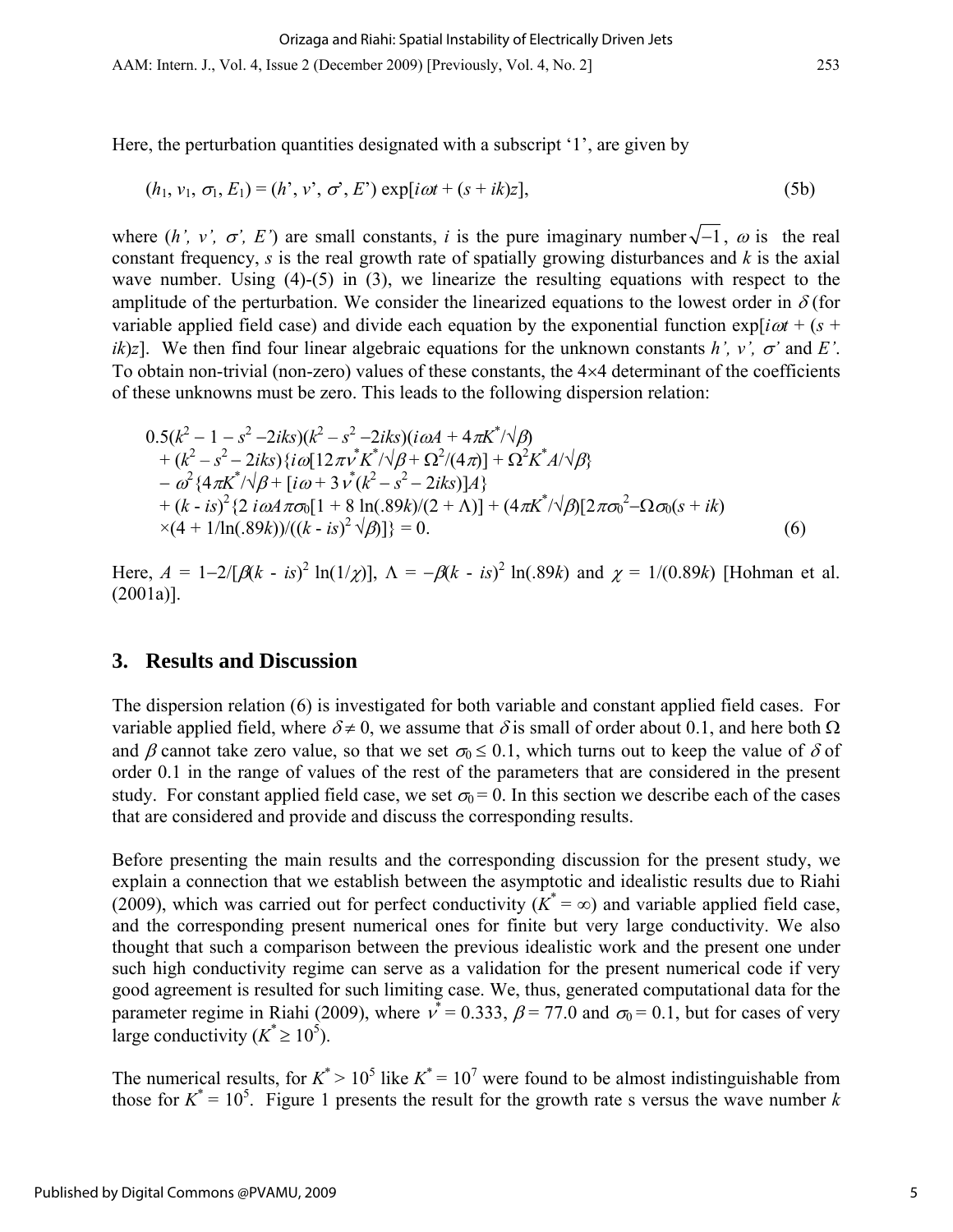Here, the perturbation quantities designated with a subscript '1', are given by

$$(h_1, v_1, \sigma_1, E_1) = (h', v', \sigma', E') \exp[i\omega t + (s + ik)z], \tag{5b}$$

where $(h', v', \sigma', E')$ are small constants, $i$ is the pure imaginary number $\sqrt{-1}$, $\omega$ is the real constant frequency, $s$ is the real growth rate of spatially growing disturbances and $k$ is the axial wave number. Using (4)-(5) in (3), we linearize the resulting equations with respect to the amplitude of the perturbation. We consider the linearized equations to the lowest order in $\delta$ (for variable applied field case) and divide each equation by the exponential function $\exp[i\omega t + (s + ik)z]$. We then find four linear algebraic equations for the unknown constants $h'$, $v'$, $\sigma'$ and $E'$. To obtain non-trivial (non-zero) values of these constants, the 4×4 determinant of the coefficients of these unknowns must be zero. This leads to the following dispersion relation:

$$\begin{aligned}
&0.5(k^2 - 1 - s^2 - 2iks)(k^2 - s^2 - 2iks)(i\omega A + 4\pi K^*/\sqrt{\beta}) \\
&+ (k^2 - s^2 - 2iks)\{i\omega[12\pi v^* K^*/\sqrt{\beta} + \Omega^2/(4\pi)] + \Omega^2 K^* A/\sqrt{\beta}\} \\
&- \omega^2\{4\pi K^*/\sqrt{\beta} + [i\omega + 3v^*(k^2 - s^2 - 2iks)]A\} \\
&+ (k - is)^2\{2\, i\omega A\pi\sigma_0[1 + 8\ln(.89k)/(2 + \Lambda)] + (4\pi K^*/\sqrt{\beta})[2\pi\sigma_0^2 - \Omega\sigma_0(s + ik) \\
&\times(4 + 1/\ln(.89k))/((k - is)^2\sqrt{\beta})]\} = 0.
\end{aligned} \tag{6}$$

Here, $A = 1 - 2/[\beta(k - is)^2 \ln(1/\chi)]$, $\Lambda = -\beta(k - is)^2 \ln(.89k)$ and $\chi = 1/(0.89k)$ [Hohman et al. (2001a)].

## 3. Results and Discussion

The dispersion relation (6) is investigated for both variable and constant applied field cases. For variable applied field, where $\delta \neq 0$, we assume that $\delta$ is small of order about 0.1, and here both $\Omega$ and $\beta$ cannot take zero value, so that we set $\sigma_0 \leq 0.1$, which turns out to keep the value of $\delta$ of order 0.1 in the range of values of the rest of the parameters that are considered in the present study. For constant applied field case, we set $\sigma_0 = 0$. In this section we describe each of the cases that are considered and provide and discuss the corresponding results.

Before presenting the main results and the corresponding discussion for the present study, we explain a connection that we establish between the asymptotic and idealistic results due to Riahi (2009), which was carried out for perfect conductivity ($K^* = \infty$) and variable applied field case, and the corresponding present numerical ones for finite but very large conductivity. We also thought that such a comparison between the previous idealistic work and the present one under such high conductivity regime can serve as a validation for the present numerical code if very good agreement is resulted for such limiting case. We, thus, generated computational data for the parameter regime in Riahi (2009), where $v^* = 0.333$, $\beta = 77.0$ and $\sigma_0 = 0.1$, but for cases of very large conductivity ($K^* \geq 10^5$).

The numerical results, for $K^* > 10^5$ like $K^* = 10^7$ were found to be almost indistinguishable from those for $K^* = 10^5$. Figure 1 presents the result for the growth rate s versus the wave number $k$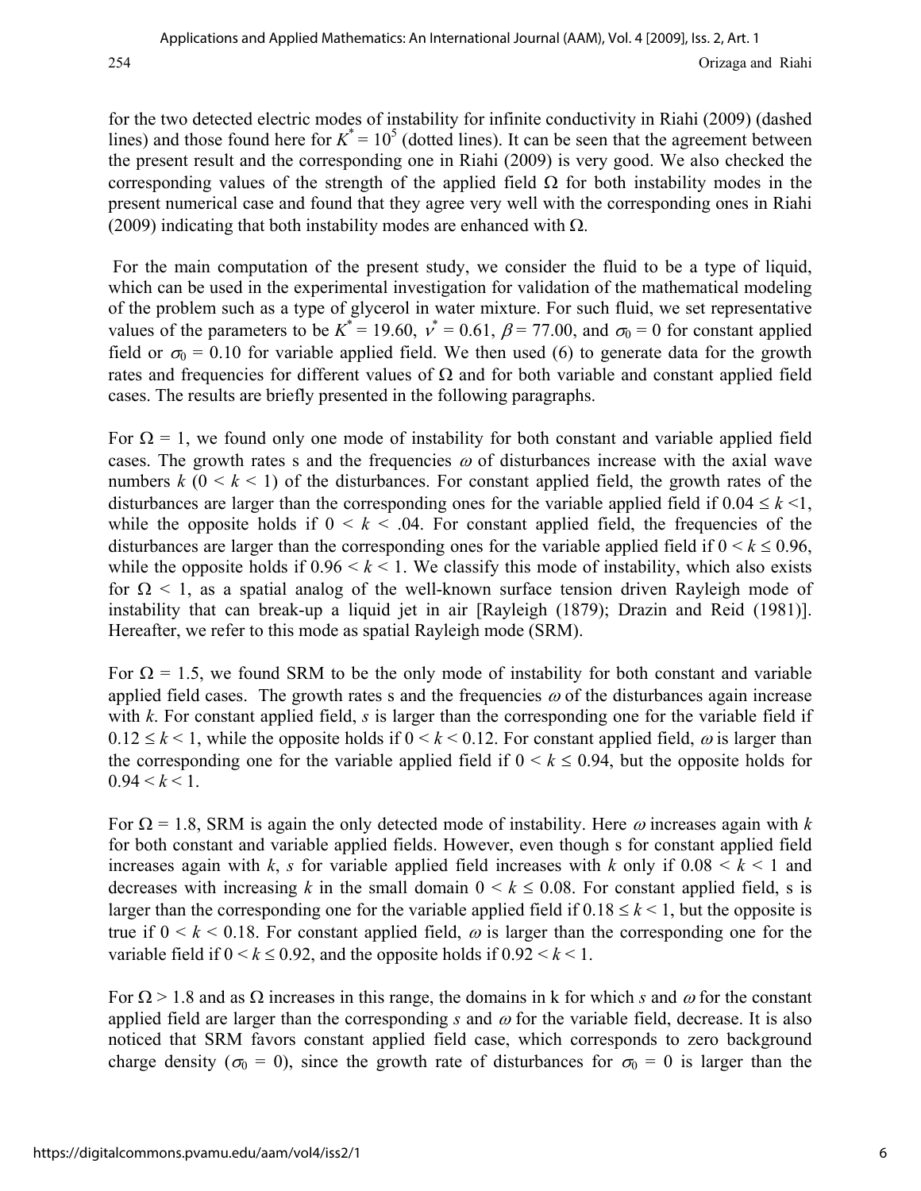for the two detected electric modes of instability for infinite conductivity in Riahi (2009) (dashed lines) and those found here for $K^* = 10^5$ (dotted lines). It can be seen that the agreement between the present result and the corresponding one in Riahi (2009) is very good. We also checked the corresponding values of the strength of the applied field $\Omega$ for both instability modes in the present numerical case and found that they agree very well with the corresponding ones in Riahi (2009) indicating that both instability modes are enhanced with $\Omega$.

For the main computation of the present study, we consider the fluid to be a type of liquid, which can be used in the experimental investigation for validation of the mathematical modeling of the problem such as a type of glycerol in water mixture. For such fluid, we set representative values of the parameters to be $K^* = 19.60$, $\nu^* = 0.61$, $\beta = 77.00$, and $\sigma_0 = 0$ for constant applied field or $\sigma_0 = 0.10$ for variable applied field. We then used (6) to generate data for the growth rates and frequencies for different values of $\Omega$ and for both variable and constant applied field cases. The results are briefly presented in the following paragraphs.

For $\Omega = 1$, we found only one mode of instability for both constant and variable applied field cases. The growth rates s and the frequencies $\omega$ of disturbances increase with the axial wave numbers $k$ $(0 < k < 1)$ of the disturbances. For constant applied field, the growth rates of the disturbances are larger than the corresponding ones for the variable applied field if $0.04 \leq k < 1$, while the opposite holds if $0 < k < .04$. For constant applied field, the frequencies of the disturbances are larger than the corresponding ones for the variable applied field if $0 < k \leq 0.96$, while the opposite holds if $0.96 < k < 1$. We classify this mode of instability, which also exists for $\Omega < 1$, as a spatial analog of the well-known surface tension driven Rayleigh mode of instability that can break-up a liquid jet in air [Rayleigh (1879); Drazin and Reid (1981)]. Hereafter, we refer to this mode as spatial Rayleigh mode (SRM).

For $\Omega = 1.5$, we found SRM to be the only mode of instability for both constant and variable applied field cases. The growth rates s and the frequencies $\omega$ of the disturbances again increase with $k$. For constant applied field, $s$ is larger than the corresponding one for the variable field if $0.12 \leq k < 1$, while the opposite holds if $0 < k < 0.12$. For constant applied field, $\omega$ is larger than the corresponding one for the variable applied field if $0 < k \leq 0.94$, but the opposite holds for $0.94 < k < 1$.

For $\Omega = 1.8$, SRM is again the only detected mode of instability. Here $\omega$ increases again with $k$ for both constant and variable applied fields. However, even though s for constant applied field increases again with $k$, $s$ for variable applied field increases with $k$ only if $0.08 < k < 1$ and decreases with increasing $k$ in the small domain $0 < k \leq 0.08$. For constant applied field, s is larger than the corresponding one for the variable applied field if $0.18 \leq k < 1$, but the opposite is true if $0 < k < 0.18$. For constant applied field, $\omega$ is larger than the corresponding one for the variable field if $0 < k \leq 0.92$, and the opposite holds if $0.92 < k < 1$.

For $\Omega > 1.8$ and as $\Omega$ increases in this range, the domains in k for which $s$ and $\omega$ for the constant applied field are larger than the corresponding $s$ and $\omega$ for the variable field, decrease. It is also noticed that SRM favors constant applied field case, which corresponds to zero background charge density ($\sigma_0 = 0$), since the growth rate of disturbances for $\sigma_0 = 0$ is larger than the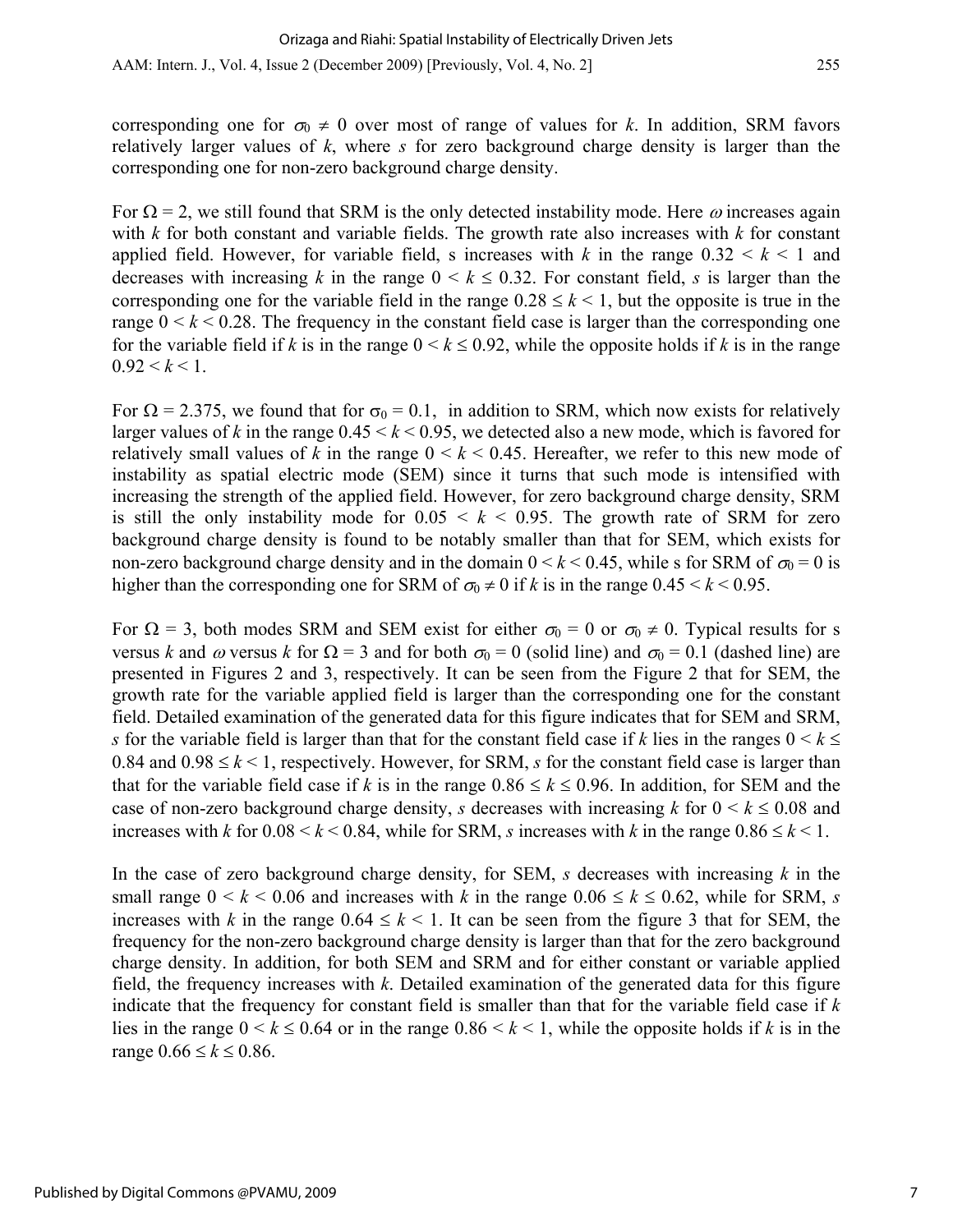corresponding one for $\sigma_0 \neq 0$ over most of range of values for $k$. In addition, SRM favors relatively larger values of $k$, where $s$ for zero background charge density is larger than the corresponding one for non-zero background charge density.

For $\Omega = 2$, we still found that SRM is the only detected instability mode. Here $\omega$ increases again with $k$ for both constant and variable fields. The growth rate also increases with $k$ for constant applied field. However, for variable field, s increases with $k$ in the range $0.32 < k < 1$ and decreases with increasing $k$ in the range $0 < k \leq 0.32$. For constant field, $s$ is larger than the corresponding one for the variable field in the range $0.28 \leq k < 1$, but the opposite is true in the range $0 < k < 0.28$. The frequency in the constant field case is larger than the corresponding one for the variable field if $k$ is in the range $0 < k \leq 0.92$, while the opposite holds if $k$ is in the range $0.92 < k < 1$.

For $\Omega = 2.375$, we found that for $\sigma_0 = 0.1$, in addition to SRM, which now exists for relatively larger values of $k$ in the range $0.45 < k < 0.95$, we detected also a new mode, which is favored for relatively small values of $k$ in the range $0 < k < 0.45$. Hereafter, we refer to this new mode of instability as spatial electric mode (SEM) since it turns that such mode is intensified with increasing the strength of the applied field. However, for zero background charge density, SRM is still the only instability mode for $0.05 < k < 0.95$. The growth rate of SRM for zero background charge density is found to be notably smaller than that for SEM, which exists for non-zero background charge density and in the domain $0 < k < 0.45$, while s for SRM of $\sigma_0 = 0$ is higher than the corresponding one for SRM of $\sigma_0 \neq 0$ if $k$ is in the range $0.45 < k < 0.95$.

For $\Omega = 3$, both modes SRM and SEM exist for either $\sigma_0 = 0$ or $\sigma_0 \neq 0$. Typical results for s versus $k$ and $\omega$ versus $k$ for $\Omega = 3$ and for both $\sigma_0 = 0$ (solid line) and $\sigma_0 = 0.1$ (dashed line) are presented in Figures 2 and 3, respectively. It can be seen from the Figure 2 that for SEM, the growth rate for the variable applied field is larger than the corresponding one for the constant field. Detailed examination of the generated data for this figure indicates that for SEM and SRM, $s$ for the variable field is larger than that for the constant field case if $k$ lies in the ranges $0 < k \leq 0.84$ and $0.98 \leq k < 1$, respectively. However, for SRM, $s$ for the constant field case is larger than that for the variable field case if $k$ is in the range $0.86 \leq k \leq 0.96$. In addition, for SEM and the case of non-zero background charge density, $s$ decreases with increasing $k$ for $0 < k \leq 0.08$ and increases with $k$ for $0.08 < k < 0.84$, while for SRM, $s$ increases with $k$ in the range $0.86 \leq k < 1$.

In the case of zero background charge density, for SEM, $s$ decreases with increasing $k$ in the small range $0 < k < 0.06$ and increases with $k$ in the range $0.06 \leq k \leq 0.62$, while for SRM, $s$ increases with $k$ in the range $0.64 \leq k < 1$. It can be seen from the figure 3 that for SEM, the frequency for the non-zero background charge density is larger than that for the zero background charge density. In addition, for both SEM and SRM and for either constant or variable applied field, the frequency increases with $k$. Detailed examination of the generated data for this figure indicate that the frequency for constant field is smaller than that for the variable field case if $k$ lies in the range $0 < k \leq 0.64$ or in the range $0.86 < k < 1$, while the opposite holds if $k$ is in the range $0.66 \leq k \leq 0.86$.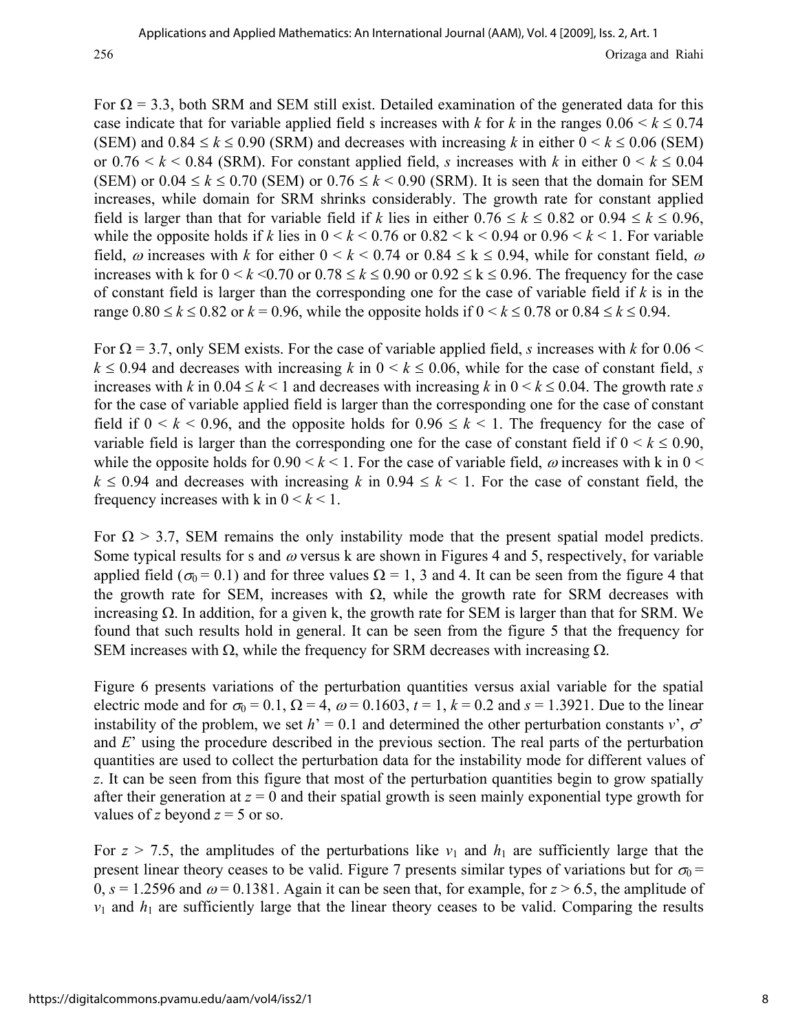For $\Omega = 3.3$, both SRM and SEM still exist. Detailed examination of the generated data for this case indicate that for variable applied field s increases with $k$ for $k$ in the ranges $0.06 < k \leq 0.74$ (SEM) and $0.84 \leq k \leq 0.90$ (SRM) and decreases with increasing $k$ in either $0 < k \leq 0.06$ (SEM) or $0.76 < k < 0.84$ (SRM). For constant applied field, $s$ increases with $k$ in either $0 < k \leq 0.04$ (SEM) or $0.04 \leq k \leq 0.70$ (SEM) or $0.76 \leq k < 0.90$ (SRM). It is seen that the domain for SEM increases, while domain for SRM shrinks considerably. The growth rate for constant applied field is larger than that for variable field if $k$ lies in either $0.76 \leq k \leq 0.82$ or $0.94 \leq k \leq 0.96$, while the opposite holds if $k$ lies in $0 < k < 0.76$ or $0.82 < k < 0.94$ or $0.96 < k < 1$. For variable field, $\omega$ increases with $k$ for either $0 < k < 0.74$ or $0.84 \leq k \leq 0.94$, while for constant field, $\omega$ increases with k for $0 < k < 0.70$ or $0.78 \leq k \leq 0.90$ or $0.92 \leq k \leq 0.96$. The frequency for the case of constant field is larger than the corresponding one for the case of variable field if $k$ is in the range $0.80 \leq k \leq 0.82$ or $k = 0.96$, while the opposite holds if $0 < k \leq 0.78$ or $0.84 \leq k \leq 0.94$.

For $\Omega = 3.7$, only SEM exists. For the case of variable applied field, $s$ increases with $k$ for $0.06 < k \leq 0.94$ and decreases with increasing $k$ in $0 < k \leq 0.06$, while for the case of constant field, $s$ increases with $k$ in $0.04 \leq k < 1$ and decreases with increasing $k$ in $0 < k \leq 0.04$. The growth rate $s$ for the case of variable applied field is larger than the corresponding one for the case of constant field if $0 < k < 0.96$, and the opposite holds for $0.96 \leq k < 1$. The frequency for the case of variable field is larger than the corresponding one for the case of constant field if $0 < k \leq 0.90$, while the opposite holds for $0.90 < k < 1$. For the case of variable field, $\omega$ increases with k in $0 < k \leq 0.94$ and decreases with increasing $k$ in $0.94 \leq k < 1$. For the case of constant field, the frequency increases with k in $0 < k < 1$.

For $\Omega > 3.7$, SEM remains the only instability mode that the present spatial model predicts. Some typical results for s and $\omega$ versus k are shown in Figures 4 and 5, respectively, for variable applied field ($\sigma_0 = 0.1$) and for three values $\Omega = 1$, 3 and 4. It can be seen from the figure 4 that the growth rate for SEM, increases with $\Omega$, while the growth rate for SRM decreases with increasing $\Omega$. In addition, for a given k, the growth rate for SEM is larger than that for SRM. We found that such results hold in general. It can be seen from the figure 5 that the frequency for SEM increases with $\Omega$, while the frequency for SRM decreases with increasing $\Omega$.

Figure 6 presents variations of the perturbation quantities versus axial variable for the spatial electric mode and for $\sigma_0 = 0.1$, $\Omega = 4$, $\omega = 0.1603$, $t = 1$, $k = 0.2$ and $s = 1.3921$. Due to the linear instability of the problem, we set $h' = 0.1$ and determined the other perturbation constants $v'$, $\sigma'$ and $E'$ using the procedure described in the previous section. The real parts of the perturbation quantities are used to collect the perturbation data for the instability mode for different values of $z$. It can be seen from this figure that most of the perturbation quantities begin to grow spatially after their generation at $z = 0$ and their spatial growth is seen mainly exponential type growth for values of $z$ beyond $z = 5$ or so.

For $z > 7.5$, the amplitudes of the perturbations like $v_1$ and $h_1$ are sufficiently large that the present linear theory ceases to be valid. Figure 7 presents similar types of variations but for $\sigma_0 = 0$, $s = 1.2596$ and $\omega = 0.1381$. Again it can be seen that, for example, for $z > 6.5$, the amplitude of $v_1$ and $h_1$ are sufficiently large that the linear theory ceases to be valid. Comparing the results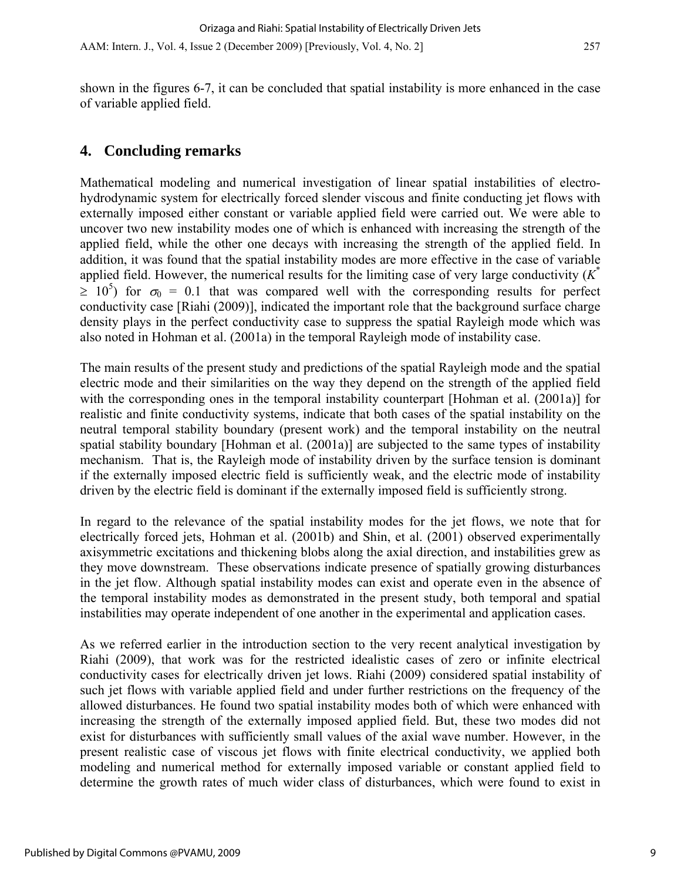shown in the figures 6-7, it can be concluded that spatial instability is more enhanced in the case of variable applied field.

## 4. Concluding remarks

Mathematical modeling and numerical investigation of linear spatial instabilities of electro-hydrodynamic system for electrically forced slender viscous and finite conducting jet flows with externally imposed either constant or variable applied field were carried out. We were able to uncover two new instability modes one of which is enhanced with increasing the strength of the applied field, while the other one decays with increasing the strength of the applied field. In addition, it was found that the spatial instability modes are more effective in the case of variable applied field. However, the numerical results for the limiting case of very large conductivity ($K^* \geq 10^5$) for $\sigma_0 = 0.1$ that was compared well with the corresponding results for perfect conductivity case [Riahi (2009)], indicated the important role that the background surface charge density plays in the perfect conductivity case to suppress the spatial Rayleigh mode which was also noted in Hohman et al. (2001a) in the temporal Rayleigh mode of instability case.

The main results of the present study and predictions of the spatial Rayleigh mode and the spatial electric mode and their similarities on the way they depend on the strength of the applied field with the corresponding ones in the temporal instability counterpart [Hohman et al. (2001a)] for realistic and finite conductivity systems, indicate that both cases of the spatial instability on the neutral temporal stability boundary (present work) and the temporal instability on the neutral spatial stability boundary [Hohman et al. (2001a)] are subjected to the same types of instability mechanism. That is, the Rayleigh mode of instability driven by the surface tension is dominant if the externally imposed electric field is sufficiently weak, and the electric mode of instability driven by the electric field is dominant if the externally imposed field is sufficiently strong.

In regard to the relevance of the spatial instability modes for the jet flows, we note that for electrically forced jets, Hohman et al. (2001b) and Shin, et al. (2001) observed experimentally axisymmetric excitations and thickening blobs along the axial direction, and instabilities grew as they move downstream. These observations indicate presence of spatially growing disturbances in the jet flow. Although spatial instability modes can exist and operate even in the absence of the temporal instability modes as demonstrated in the present study, both temporal and spatial instabilities may operate independent of one another in the experimental and application cases.

As we referred earlier in the introduction section to the very recent analytical investigation by Riahi (2009), that work was for the restricted idealistic cases of zero or infinite electrical conductivity cases for electrically driven jet lows. Riahi (2009) considered spatial instability of such jet flows with variable applied field and under further restrictions on the frequency of the allowed disturbances. He found two spatial instability modes both of which were enhanced with increasing the strength of the externally imposed applied field. But, these two modes did not exist for disturbances with sufficiently small values of the axial wave number. However, in the present realistic case of viscous jet flows with finite electrical conductivity, we applied both modeling and numerical method for externally imposed variable or constant applied field to determine the growth rates of much wider class of disturbances, which were found to exist in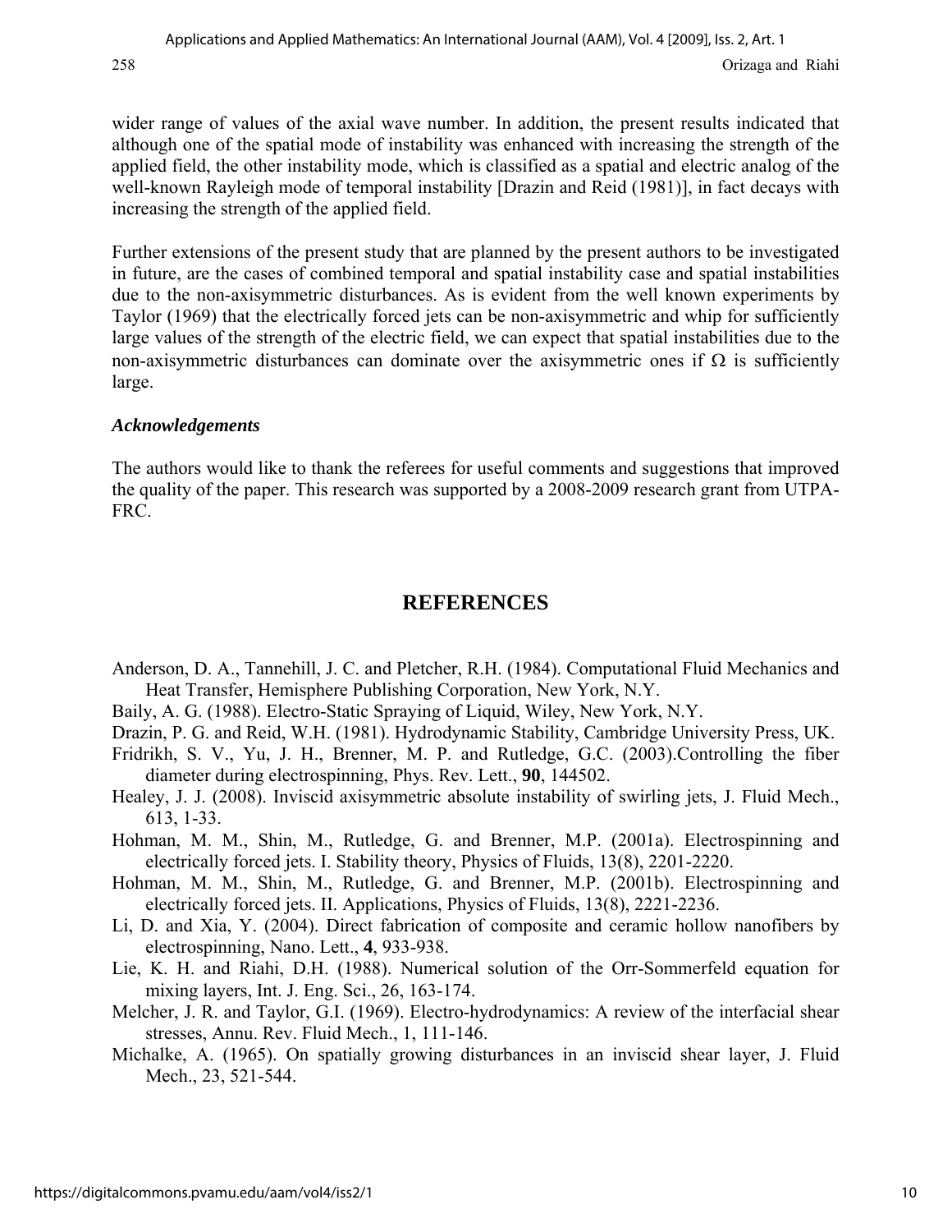wider range of values of the axial wave number. In addition, the present results indicated that although one of the spatial mode of instability was enhanced with increasing the strength of the applied field, the other instability mode, which is classified as a spatial and electric analog of the well-known Rayleigh mode of temporal instability [Drazin and Reid (1981)], in fact decays with increasing the strength of the applied field.

Further extensions of the present study that are planned by the present authors to be investigated in future, are the cases of combined temporal and spatial instability case and spatial instabilities due to the non-axisymmetric disturbances. As is evident from the well known experiments by Taylor (1969) that the electrically forced jets can be non-axisymmetric and whip for sufficiently large values of the strength of the electric field, we can expect that spatial instabilities due to the non-axisymmetric disturbances can dominate over the axisymmetric ones if $\Omega$ is sufficiently large.

### *Acknowledgements*

The authors would like to thank the referees for useful comments and suggestions that improved the quality of the paper. This research was supported by a 2008-2009 research grant from UTPA-FRC.

## REFERENCES

Anderson, D. A., Tannehill, J. C. and Pletcher, R.H. (1984). Computational Fluid Mechanics and Heat Transfer, Hemisphere Publishing Corporation, New York, N.Y.

Baily, A. G. (1988). Electro-Static Spraying of Liquid, Wiley, New York, N.Y.

Drazin, P. G. and Reid, W.H. (1981). Hydrodynamic Stability, Cambridge University Press, UK.

Fridrikh, S. V., Yu, J. H., Brenner, M. P. and Rutledge, G.C. (2003).Controlling the fiber diameter during electrospinning, Phys. Rev. Lett., **90**, 144502.

Healey, J. J. (2008). Inviscid axisymmetric absolute instability of swirling jets, J. Fluid Mech., 613, 1-33.

Hohman, M. M., Shin, M., Rutledge, G. and Brenner, M.P. (2001a). Electrospinning and electrically forced jets. I. Stability theory, Physics of Fluids, 13(8), 2201-2220.

Hohman, M. M., Shin, M., Rutledge, G. and Brenner, M.P. (2001b). Electrospinning and electrically forced jets. II. Applications, Physics of Fluids, 13(8), 2221-2236.

Li, D. and Xia, Y. (2004). Direct fabrication of composite and ceramic hollow nanofibers by electrospinning, Nano. Lett., **4**, 933-938.

Lie, K. H. and Riahi, D.H. (1988). Numerical solution of the Orr-Sommerfeld equation for mixing layers, Int. J. Eng. Sci., 26, 163-174.

Melcher, J. R. and Taylor, G.I. (1969). Electro-hydrodynamics: A review of the interfacial shear stresses, Annu. Rev. Fluid Mech., 1, 111-146.

Michalke, A. (1965). On spatially growing disturbances in an inviscid shear layer, J. Fluid Mech., 23, 521-544.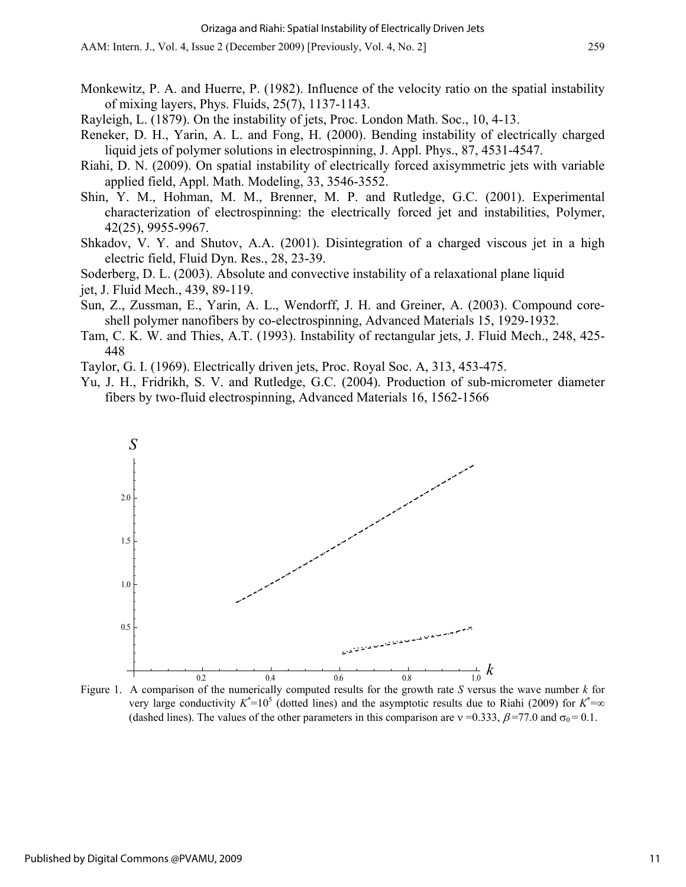Monkewitz, P. A. and Huerre, P. (1982). Influence of the velocity ratio on the spatial instability of mixing layers, Phys. Fluids, 25(7), 1137-1143.

Rayleigh, L. (1879). On the instability of jets, Proc. London Math. Soc., 10, 4-13.

Reneker, D. H., Yarin, A. L. and Fong, H. (2000). Bending instability of electrically charged liquid jets of polymer solutions in electrospinning, J. Appl. Phys., 87, 4531-4547.

Riahi, D. N. (2009). On spatial instability of electrically forced axisymmetric jets with variable applied field, Appl. Math. Modeling, 33, 3546-3552.

Shin, Y. M., Hohman, M. M., Brenner, M. P. and Rutledge, G.C. (2001). Experimental characterization of electrospinning: the electrically forced jet and instabilities, Polymer, 42(25), 9955-9967.

Shkadov, V. Y. and Shutov, A.A. (2001). Disintegration of a charged viscous jet in a high electric field, Fluid Dyn. Res., 28, 23-39.

Soderberg, D. L. (2003). Absolute and convective instability of a relaxational plane liquid jet, J. Fluid Mech., 439, 89-119.

Sun, Z., Zussman, E., Yarin, A. L., Wendorff, J. H. and Greiner, A. (2003). Compound core-shell polymer nanofibers by co-electrospinning, Advanced Materials 15, 1929-1932.

Tam, C. K. W. and Thies, A.T. (1993). Instability of rectangular jets, J. Fluid Mech., 248, 425-448

Taylor, G. I. (1969). Electrically driven jets, Proc. Royal Soc. A, 313, 453-475.

Yu, J. H., Fridrikh, S. V. and Rutledge, G.C. (2004). Production of sub-micrometer diameter fibers by two-fluid electrospinning, Advanced Materials 16, 1562-1566

Figure 1. A comparison of the numerically computed results for the growth rate $S$ versus the wave number $k$ for very large conductivity $K^{*}=10^{5}$ (dotted lines) and the asymptotic results due to Riahi (2009) for $K^{*}=\infty$ (dashed lines). The values of the other parameters in this comparison are $\nu=0.333$, $\beta=77.0$ and $\sigma_0 = 0.1$.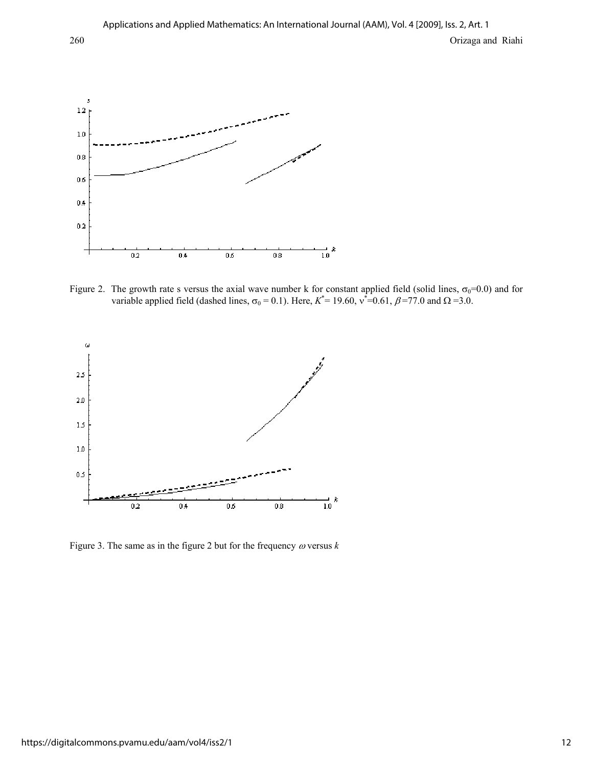Figure 2. The growth rate s versus the axial wave number k for constant applied field (solid lines, $\sigma_0$=0.0) and for variable applied field (dashed lines, $\sigma_0$ = 0.1). Here, $K^*$= 19.60, $\nu^*$=0.61, $\beta$=77.0 and $\Omega$ =3.0.

Figure 3. The same as in the figure 2 but for the frequency $\omega$ versus $k$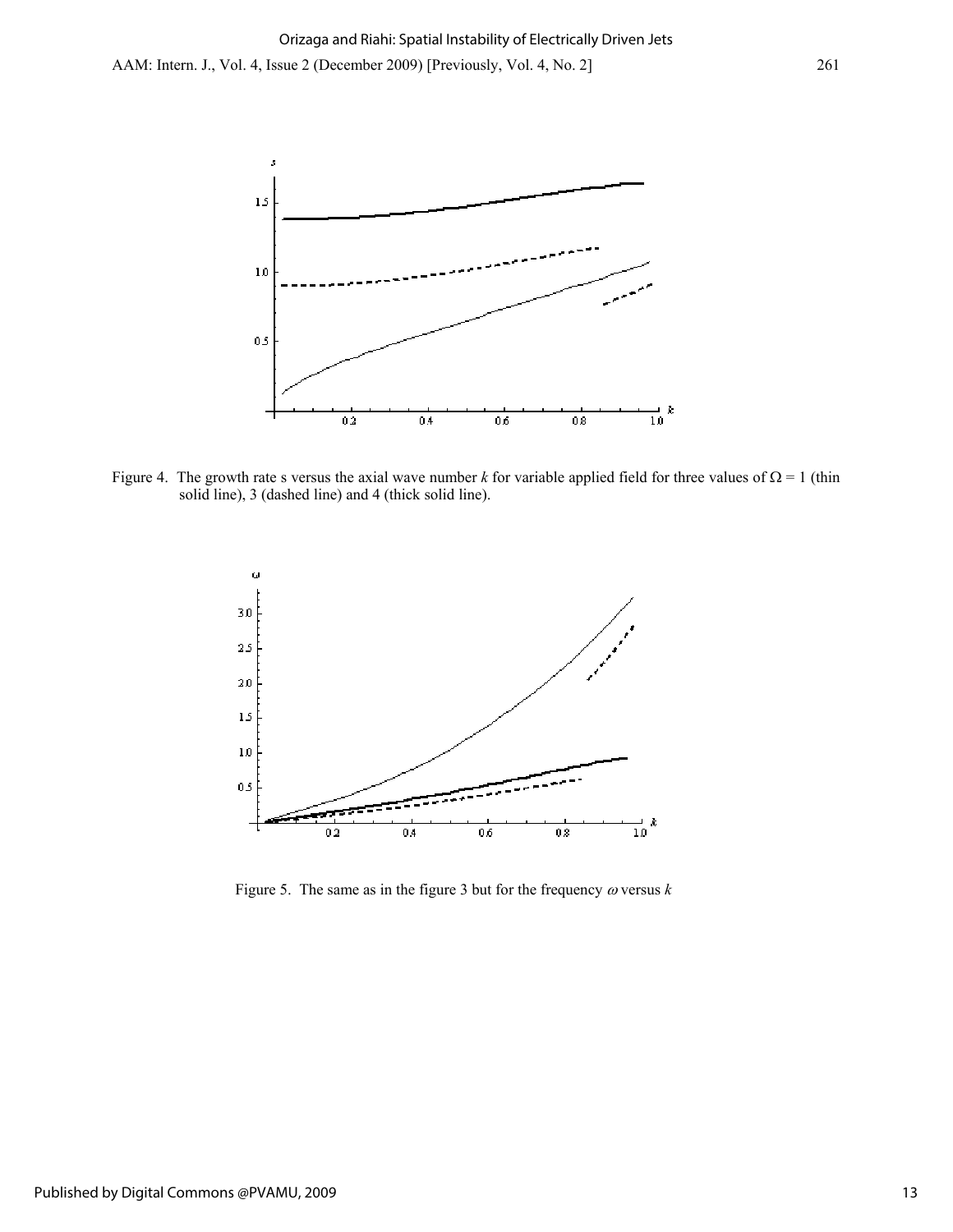Figure 4. The growth rate s versus the axial wave number $k$ for variable applied field for three values of $\Omega = 1$ (thin solid line), 3 (dashed line) and 4 (thick solid line).

Figure 5. The same as in the figure 3 but for the frequency $\omega$ versus $k$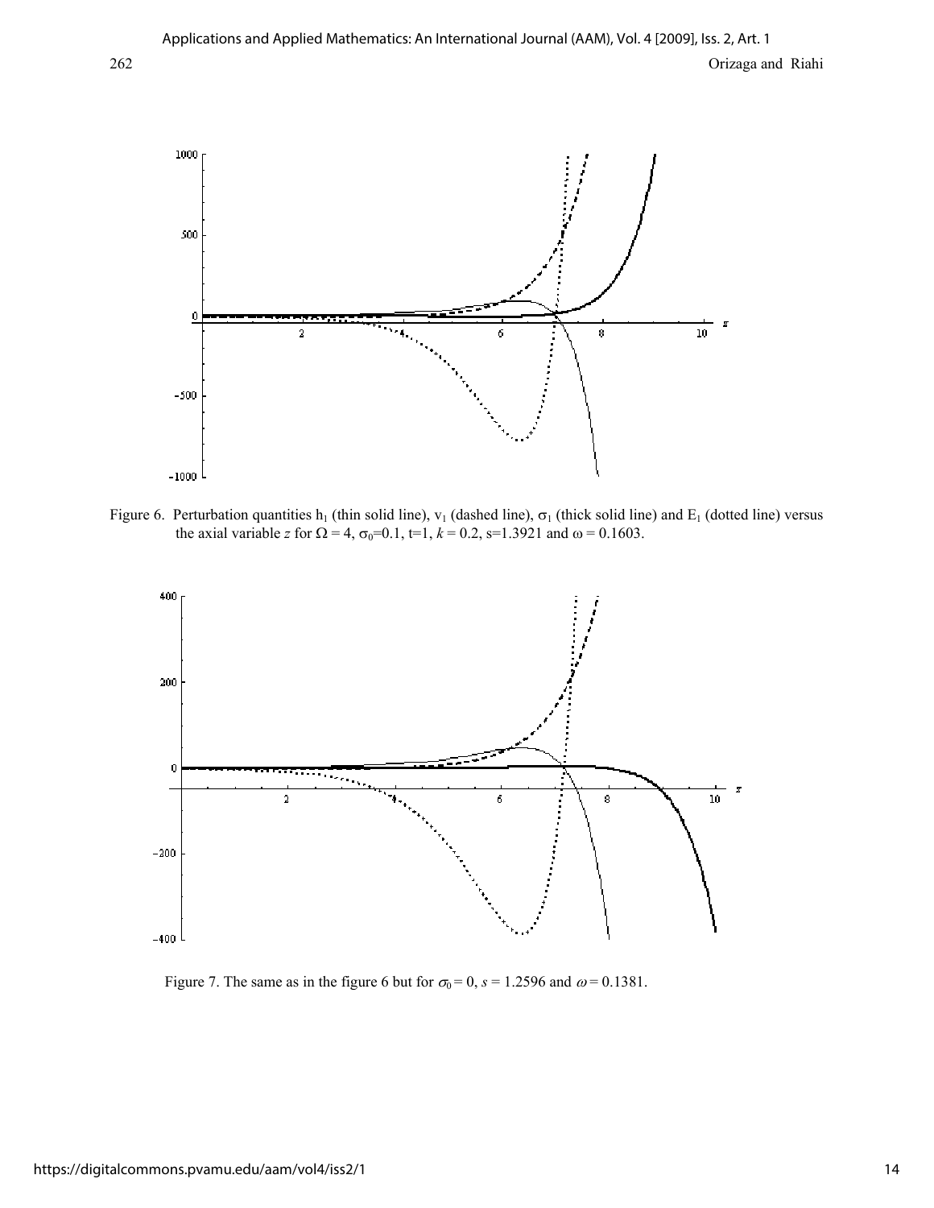1000

500

0

-500

-1000

2

4

6

8

10

z

Figure 6. Perturbation quantities $h_1$ (thin solid line), $v_1$ (dashed line), $\sigma_1$ (thick solid line) and $E_1$ (dotted line) versus the axial variable $z$ for $\Omega = 4$, $\sigma_0$=0.1, t=1, $k = 0.2$, s=1.3921 and $\omega = 0.1603$.

400

200

0

-200

-400

2

4

6

8

10

z

Figure 7. The same as in the figure 6 but for $\sigma_0 = 0$, $s = 1.2596$ and $\omega = 0.1381$.